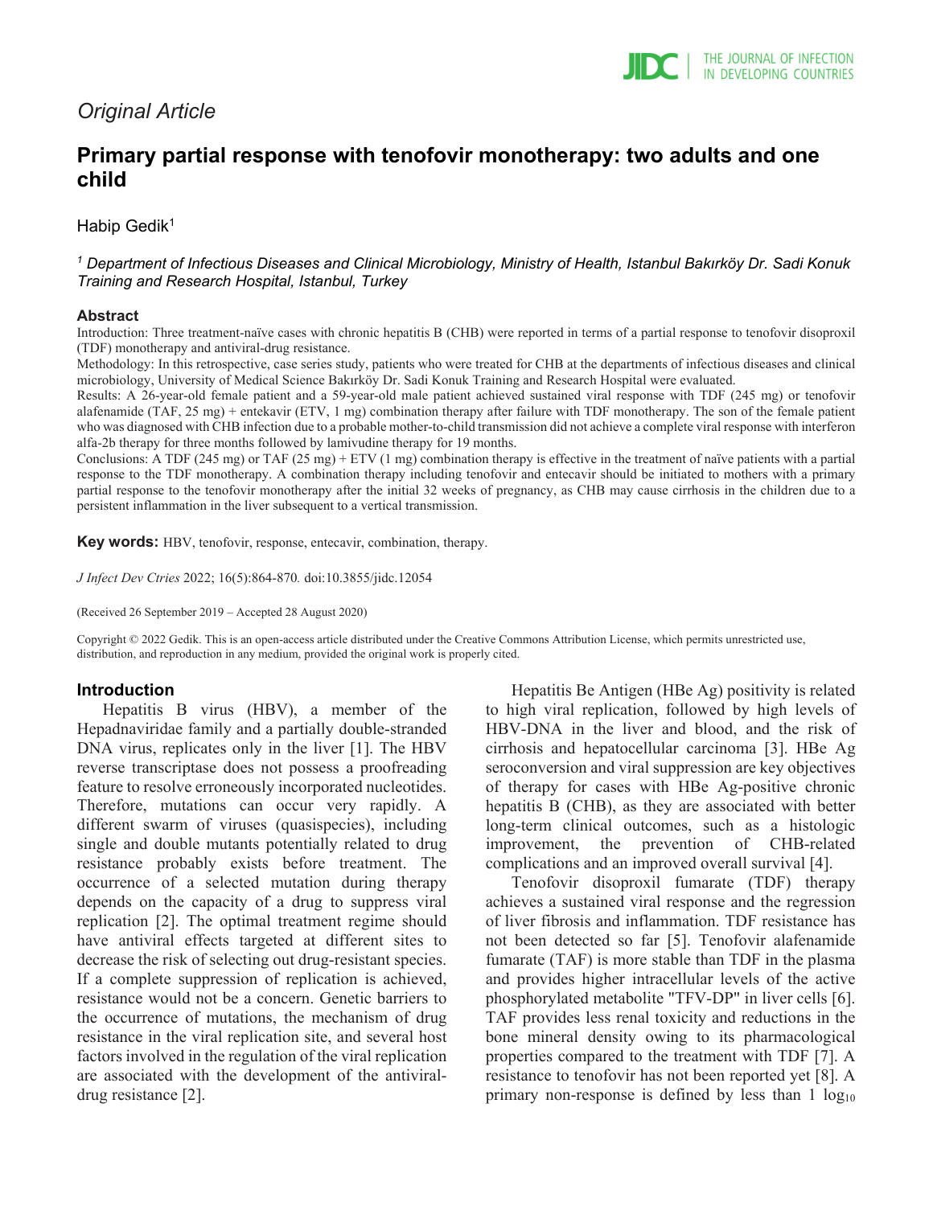*Original Article*

# Primary partial response with tenofovir monotherapy: two adults and one child

Habip Gedik[1]

*[1] Department of Infectious Diseases and Clinical Microbiology, Ministry of Health, Istanbul Bakırköy Dr. Sadi Konuk Training and Research Hospital, Istanbul, Turkey*

## Abstract

Introduction: Three treatment-naïve cases with chronic hepatitis B (CHB) were reported in terms of a partial response to tenofovir disoproxil (TDF) monotherapy and antiviral-drug resistance.

Methodology: In this retrospective, case series study, patients who were treated for CHB at the departments of infectious diseases and clinical microbiology, University of Medical Science Bakırköy Dr. Sadi Konuk Training and Research Hospital were evaluated.

Results: A 26-year-old female patient and a 59-year-old male patient achieved sustained viral response with TDF (245 mg) or tenofovir alafenamide (TAF, 25 mg) + entekavir (ETV, 1 mg) combination therapy after failure with TDF monotherapy. The son of the female patient who was diagnosed with CHB infection due to a probable mother-to-child transmission did not achieve a complete viral response with interferon alfa-2b therapy for three months followed by lamivudine therapy for 19 months.

Conclusions: A TDF (245 mg) or TAF (25 mg) + ETV (1 mg) combination therapy is effective in the treatment of naïve patients with a partial response to the TDF monotherapy. A combination therapy including tenofovir and entecavir should be initiated to mothers with a primary partial response to the tenofovir monotherapy after the initial 32 weeks of pregnancy, as CHB may cause cirrhosis in the children due to a persistent inflammation in the liver subsequent to a vertical transmission.

**Key words:** HBV, tenofovir, response, entecavir, combination, therapy.

*J Infect Dev Ctries* 2022; 16(5):864-870*.* doi:10.3855/jidc.12054

(Received 26 September 2019 – Accepted 28 August 2020)

Copyright © 2022 Gedik. This is an open-access article distributed under the Creative Commons Attribution License, which permits unrestricted use, distribution, and reproduction in any medium, provided the original work is properly cited.

## Introduction

Hepatitis B virus (HBV), a member of the Hepadnaviridae family and a partially double-stranded DNA virus, replicates only in the liver [1]. The HBV reverse transcriptase does not possess a proofreading feature to resolve erroneously incorporated nucleotides. Therefore, mutations can occur very rapidly. A different swarm of viruses (quasispecies), including single and double mutants potentially related to drug resistance probably exists before treatment. The occurrence of a selected mutation during therapy depends on the capacity of a drug to suppress viral replication [2]. The optimal treatment regime should have antiviral effects targeted at different sites to decrease the risk of selecting out drug-resistant species. If a complete suppression of replication is achieved, resistance would not be a concern. Genetic barriers to the occurrence of mutations, the mechanism of drug resistance in the viral replication site, and several host factors involved in the regulation of the viral replication are associated with the development of the antiviral-drug resistance [2].

Hepatitis Be Antigen (HBe Ag) positivity is related to high viral replication, followed by high levels of HBV-DNA in the liver and blood, and the risk of cirrhosis and hepatocellular carcinoma [3]. HBe Ag seroconversion and viral suppression are key objectives of therapy for cases with HBe Ag-positive chronic hepatitis B (CHB), as they are associated with better long-term clinical outcomes, such as a histologic improvement, the prevention of CHB-related complications and an improved overall survival [4].

Tenofovir disoproxil fumarate (TDF) therapy achieves a sustained viral response and the regression of liver fibrosis and inflammation. TDF resistance has not been detected so far [5]. Tenofovir alafenamide fumarate (TAF) is more stable than TDF in the plasma and provides higher intracellular levels of the active phosphorylated metabolite "TFV-DP" in liver cells [6]. TAF provides less renal toxicity and reductions in the bone mineral density owing to its pharmacological properties compared to the treatment with TDF [7]. A resistance to tenofovir has not been reported yet [8]. A primary non-response is defined by less than 1 $\log_{10}$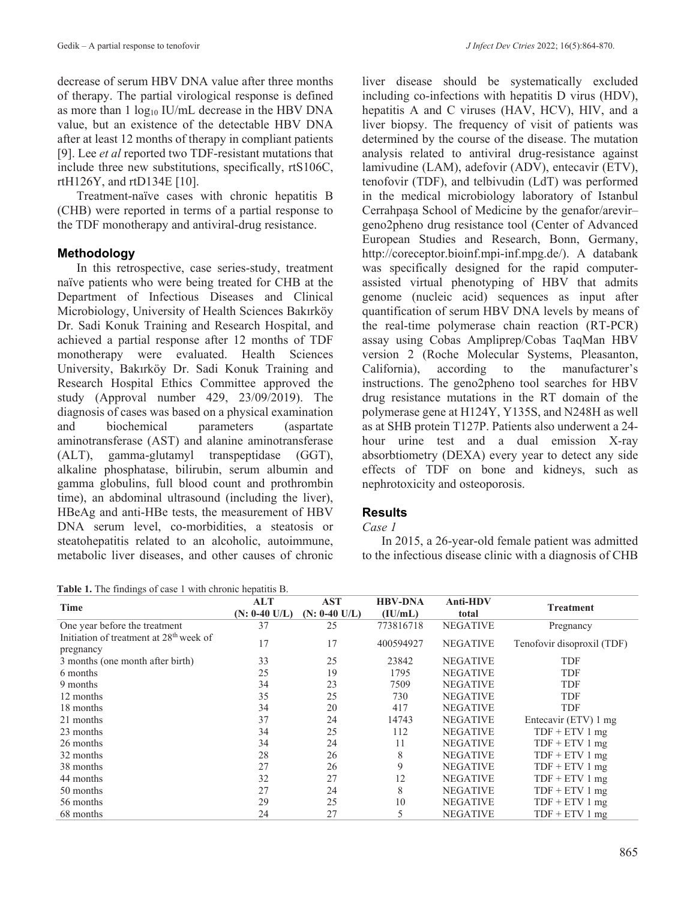decrease of serum HBV DNA value after three months of therapy. The partial virological response is defined as more than 1 $\log_{10}$ IU/mL decrease in the HBV DNA value, but an existence of the detectable HBV DNA after at least 12 months of therapy in compliant patients [9]. Lee *et al* reported two TDF-resistant mutations that include three new substitutions, specifically, rtS106C, rtH126Y, and rtD134E [10].

Treatment-naïve cases with chronic hepatitis B (CHB) were reported in terms of a partial response to the TDF monotherapy and antiviral-drug resistance.

## Methodology

In this retrospective, case series-study, treatment naïve patients who were being treated for CHB at the Department of Infectious Diseases and Clinical Microbiology, University of Health Sciences Bakırköy Dr. Sadi Konuk Training and Research Hospital, and achieved a partial response after 12 months of TDF monotherapy were evaluated. Health Sciences University, Bakırköy Dr. Sadi Konuk Training and Research Hospital Ethics Committee approved the study (Approval number 429, 23/09/2019). The diagnosis of cases was based on a physical examination and biochemical parameters (aspartate aminotransferase (AST) and alanine aminotransferase (ALT), gamma-glutamyl transpeptidase (GGT), alkaline phosphatase, bilirubin, serum albumin and gamma globulins, full blood count and prothrombin time), an abdominal ultrasound (including the liver), HBeAg and anti-HBe tests, the measurement of HBV DNA serum level, co-morbidities, a steatosis or steatohepatitis related to an alcoholic, autoimmune, metabolic liver diseases, and other causes of chronic liver disease should be systematically excluded including co-infections with hepatitis D virus (HDV), hepatitis A and C viruses (HAV, HCV), HIV, and a liver biopsy. The frequency of visit of patients was determined by the course of the disease. The mutation analysis related to antiviral drug-resistance against lamivudine (LAM), adefovir (ADV), entecavir (ETV), tenofovir (TDF), and telbivudin (LdT) was performed in the medical microbiology laboratory of Istanbul Cerrahpaşa School of Medicine by the genafor/arevir–geno2pheno drug resistance tool (Center of Advanced European Studies and Research, Bonn, Germany, http://coreceptor.bioinf.mpi-inf.mpg.de/). A databank was specifically designed for the rapid computer-assisted virtual phenotyping of HBV that admits genome (nucleic acid) sequences as input after quantification of serum HBV DNA levels by means of the real-time polymerase chain reaction (RT-PCR) assay using Cobas Ampliprep/Cobas TaqMan HBV version 2 (Roche Molecular Systems, Pleasanton, California), according to the manufacturer's instructions. The geno2pheno tool searches for HBV drug resistance mutations in the RT domain of the polymerase gene at H124Y, Y135S, and N248H as well as at SHB protein T127P. Patients also underwent a 24-hour urine test and a dual emission X-ray absorbtiometry (DEXA) every year to detect any side effects of TDF on bone and kidneys, such as nephrotoxicity and osteoporosis.

## Results

*Case 1*

In 2015, a 26-year-old female patient was admitted to the infectious disease clinic with a diagnosis of CHB

**Table 1.** The findings of case 1 with chronic hepatitis B.

| Time | ALT (N: 0-40 U/L) | AST (N: 0-40 U/L) | HBV-DNA (IU/mL) | Anti-HDV total | Treatment |
|---|---|---|---|---|---|
| One year before the treatment | 37 | 25 | 773816718 | NEGATIVE | Pregnancy |
| Initiation of treatment at 28th week of pregnancy | 17 | 17 | 400594927 | NEGATIVE | Tenofovir disoproxil (TDF) |
| 3 months (one month after birth) | 33 | 25 | 23842 | NEGATIVE | TDF |
| 6 months | 25 | 19 | 1795 | NEGATIVE | TDF |
| 9 months | 34 | 23 | 7509 | NEGATIVE | TDF |
| 12 months | 35 | 25 | 730 | NEGATIVE | TDF |
| 18 months | 34 | 20 | 417 | NEGATIVE | TDF |
| 21 months | 37 | 24 | 14743 | NEGATIVE | Entecavir (ETV) 1 mg |
| 23 months | 34 | 25 | 112 | NEGATIVE | TDF + ETV 1 mg |
| 26 months | 34 | 24 | 11 | NEGATIVE | TDF + ETV 1 mg |
| 32 months | 28 | 26 | 8 | NEGATIVE | TDF + ETV 1 mg |
| 38 months | 27 | 26 | 9 | NEGATIVE | TDF + ETV 1 mg |
| 44 months | 32 | 27 | 12 | NEGATIVE | TDF + ETV 1 mg |
| 50 months | 27 | 24 | 8 | NEGATIVE | TDF + ETV 1 mg |
| 56 months | 29 | 25 | 10 | NEGATIVE | TDF + ETV 1 mg |
| 68 months | 24 | 27 | 5 | NEGATIVE | TDF + ETV 1 mg |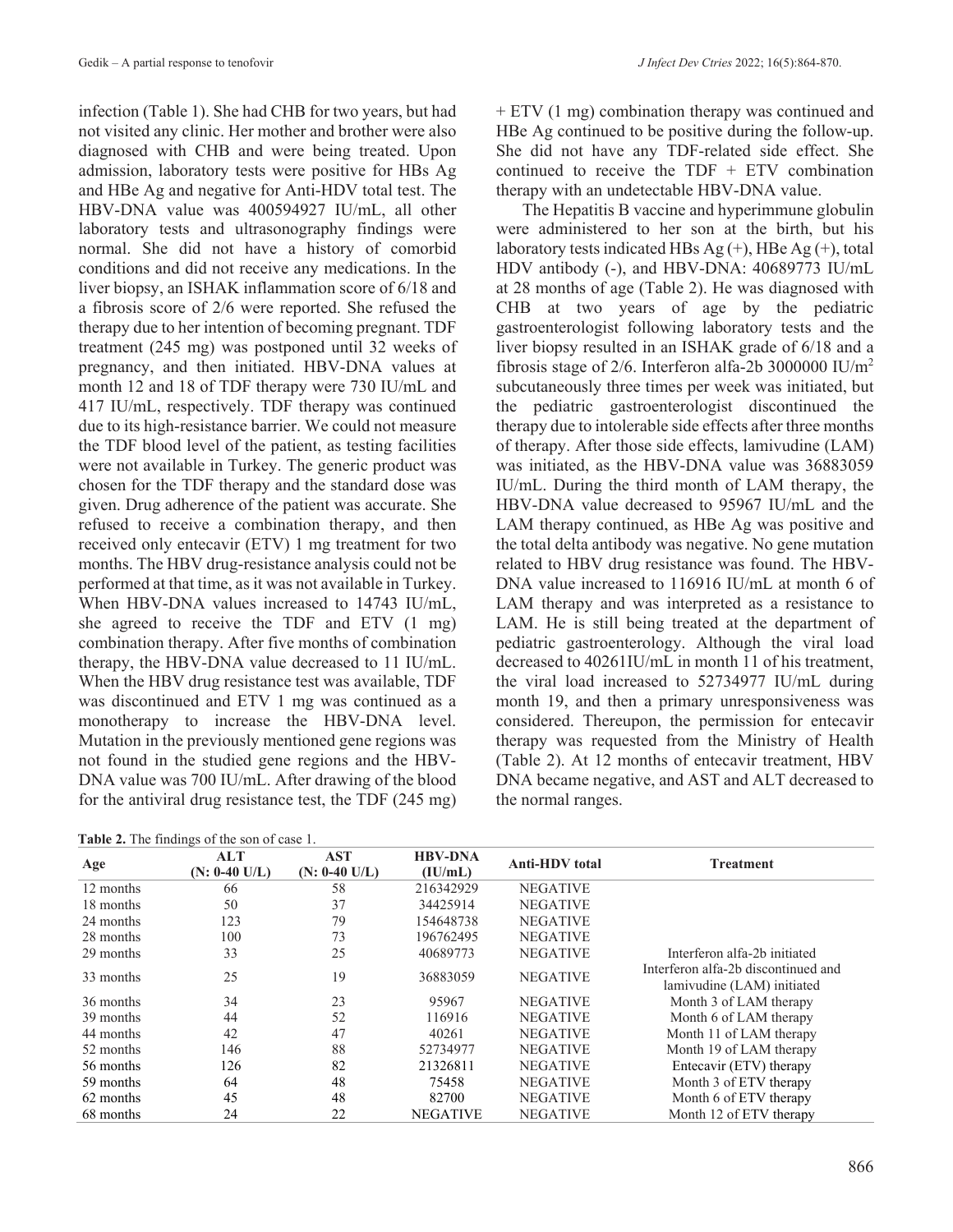infection (Table 1). She had CHB for two years, but had not visited any clinic. Her mother and brother were also diagnosed with CHB and were being treated. Upon admission, laboratory tests were positive for HBs Ag and HBe Ag and negative for Anti-HDV total test. The HBV-DNA value was 400594927 IU/mL, all other laboratory tests and ultrasonography findings were normal. She did not have a history of comorbid conditions and did not receive any medications. In the liver biopsy, an ISHAK inflammation score of 6/18 and a fibrosis score of 2/6 were reported. She refused the therapy due to her intention of becoming pregnant. TDF treatment (245 mg) was postponed until 32 weeks of pregnancy, and then initiated. HBV-DNA values at month 12 and 18 of TDF therapy were 730 IU/mL and 417 IU/mL, respectively. TDF therapy was continued due to its high-resistance barrier. We could not measure the TDF blood level of the patient, as testing facilities were not available in Turkey. The generic product was chosen for the TDF therapy and the standard dose was given. Drug adherence of the patient was accurate. She refused to receive a combination therapy, and then received only entecavir (ETV) 1 mg treatment for two months. The HBV drug-resistance analysis could not be performed at that time, as it was not available in Turkey. When HBV-DNA values increased to 14743 IU/mL, she agreed to receive the TDF and ETV (1 mg) combination therapy. After five months of combination therapy, the HBV-DNA value decreased to 11 IU/mL. When the HBV drug resistance test was available, TDF was discontinued and ETV 1 mg was continued as a monotherapy to increase the HBV-DNA level. Mutation in the previously mentioned gene regions was not found in the studied gene regions and the HBV-DNA value was 700 IU/mL. After drawing of the blood for the antiviral drug resistance test, the TDF (245 mg) + ETV (1 mg) combination therapy was continued and HBe Ag continued to be positive during the follow-up. She did not have any TDF-related side effect. She continued to receive the TDF + ETV combination therapy with an undetectable HBV-DNA value.

The Hepatitis B vaccine and hyperimmune globulin were administered to her son at the birth, but his laboratory tests indicated HBs Ag (+), HBe Ag (+), total HDV antibody (-), and HBV-DNA: 40689773 IU/mL at 28 months of age (Table 2). He was diagnosed with CHB at two years of age by the pediatric gastroenterologist following laboratory tests and the liver biopsy resulted in an ISHAK grade of 6/18 and a fibrosis stage of 2/6. Interferon alfa-2b 3000000 IU/m$^2$ subcutaneously three times per week was initiated, but the pediatric gastroenterologist discontinued the therapy due to intolerable side effects after three months of therapy. After those side effects, lamivudine (LAM) was initiated, as the HBV-DNA value was 36883059 IU/mL. During the third month of LAM therapy, the HBV-DNA value decreased to 95967 IU/mL and the LAM therapy continued, as HBe Ag was positive and the total delta antibody was negative. No gene mutation related to HBV drug resistance was found. The HBV-DNA value increased to 116916 IU/mL at month 6 of LAM therapy and was interpreted as a resistance to LAM. He is still being treated at the department of pediatric gastroenterology. Although the viral load decreased to 40261IU/mL in month 11 of his treatment, the viral load increased to 52734977 IU/mL during month 19, and then a primary unresponsiveness was considered. Thereupon, the permission for entecavir therapy was requested from the Ministry of Health (Table 2). At 12 months of entecavir treatment, HBV DNA became negative, and AST and ALT decreased to the normal ranges.

**Table 2.** The findings of the son of case 1.

| Age | ALT (N: 0-40 U/L) | AST (N: 0-40 U/L) | HBV-DNA (IU/mL) | Anti-HDV total | Treatment |
|---|---|---|---|---|---|
| 12 months | 66 | 58 | 216342929 | NEGATIVE | |
| 18 months | 50 | 37 | 34425914 | NEGATIVE | |
| 24 months | 123 | 79 | 154648738 | NEGATIVE | |
| 28 months | 100 | 73 | 196762495 | NEGATIVE | |
| 29 months | 33 | 25 | 40689773 | NEGATIVE | Interferon alfa-2b initiated |
| 33 months | 25 | 19 | 36883059 | NEGATIVE | Interferon alfa-2b discontinued and lamivudine (LAM) initiated |
| 36 months | 34 | 23 | 95967 | NEGATIVE | Month 3 of LAM therapy |
| 39 months | 44 | 52 | 116916 | NEGATIVE | Month 6 of LAM therapy |
| 44 months | 42 | 47 | 40261 | NEGATIVE | Month 11 of LAM therapy |
| 52 months | 146 | 88 | 52734977 | NEGATIVE | Month 19 of LAM therapy |
| 56 months | 126 | 82 | 21326811 | NEGATIVE | Entecavir (ETV) therapy |
| 59 months | 64 | 48 | 75458 | NEGATIVE | Month 3 of ETV therapy |
| 62 months | 45 | 48 | 82700 | NEGATIVE | Month 6 of ETV therapy |
| 68 months | 24 | 22 | NEGATIVE | NEGATIVE | Month 12 of ETV therapy |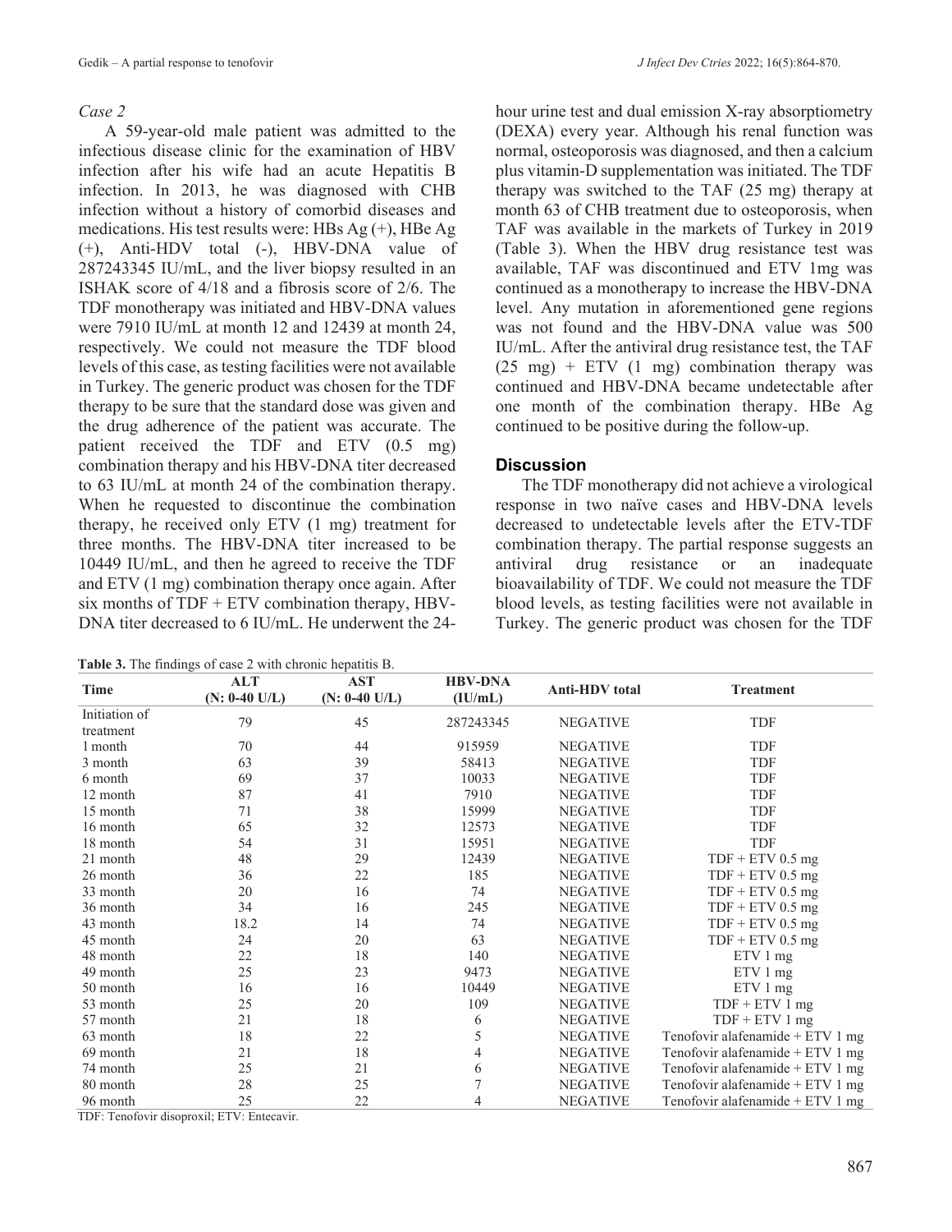*Case 2*

A 59-year-old male patient was admitted to the infectious disease clinic for the examination of HBV infection after his wife had an acute Hepatitis B infection. In 2013, he was diagnosed with CHB infection without a history of comorbid diseases and medications. His test results were: HBs Ag (+), HBe Ag (+), Anti-HDV total (-), HBV-DNA value of 287243345 IU/mL, and the liver biopsy resulted in an ISHAK score of 4/18 and a fibrosis score of 2/6. The TDF monotherapy was initiated and HBV-DNA values were 7910 IU/mL at month 12 and 12439 at month 24, respectively. We could not measure the TDF blood levels of this case, as testing facilities were not available in Turkey. The generic product was chosen for the TDF therapy to be sure that the standard dose was given and the drug adherence of the patient was accurate. The patient received the TDF and ETV (0.5 mg) combination therapy and his HBV-DNA titer decreased to 63 IU/mL at month 24 of the combination therapy. When he requested to discontinue the combination therapy, he received only ETV (1 mg) treatment for three months. The HBV-DNA titer increased to be 10449 IU/mL, and then he agreed to receive the TDF and ETV (1 mg) combination therapy once again. After six months of TDF + ETV combination therapy, HBV-DNA titer decreased to 6 IU/mL. He underwent the 24-hour urine test and dual emission X-ray absorptiometry (DEXA) every year. Although his renal function was normal, osteoporosis was diagnosed, and then a calcium plus vitamin-D supplementation was initiated. The TDF therapy was switched to the TAF (25 mg) therapy at month 63 of CHB treatment due to osteoporosis, when TAF was available in the markets of Turkey in 2019 (Table 3). When the HBV drug resistance test was available, TAF was discontinued and ETV 1mg was continued as a monotherapy to increase the HBV-DNA level. Any mutation in aforementioned gene regions was not found and the HBV-DNA value was 500 IU/mL. After the antiviral drug resistance test, the TAF (25 mg) + ETV (1 mg) combination therapy was continued and HBV-DNA became undetectable after one month of the combination therapy. HBe Ag continued to be positive during the follow-up.

## Discussion

The TDF monotherapy did not achieve a virological response in two naïve cases and HBV-DNA levels decreased to undetectable levels after the ETV-TDF combination therapy. The partial response suggests an antiviral drug resistance or an inadequate bioavailability of TDF. We could not measure the TDF blood levels, as testing facilities were not available in Turkey. The generic product was chosen for the TDF

**Table 3.** The findings of case 2 with chronic hepatitis B.

| Time | ALT (N: 0-40 U/L) | AST (N: 0-40 U/L) | HBV-DNA (IU/mL) | Anti-HDV total | Treatment |
|---|---|---|---|---|---|
| Initiation of treatment | 79 | 45 | 287243345 | NEGATIVE | TDF |
| 1 month | 70 | 44 | 915959 | NEGATIVE | TDF |
| 3 month | 63 | 39 | 58413 | NEGATIVE | TDF |
| 6 month | 69 | 37 | 10033 | NEGATIVE | TDF |
| 12 month | 87 | 41 | 7910 | NEGATIVE | TDF |
| 15 month | 71 | 38 | 15999 | NEGATIVE | TDF |
| 16 month | 65 | 32 | 12573 | NEGATIVE | TDF |
| 18 month | 54 | 31 | 15951 | NEGATIVE | TDF |
| 21 month | 48 | 29 | 12439 | NEGATIVE | TDF + ETV 0.5 mg |
| 26 month | 36 | 22 | 185 | NEGATIVE | TDF + ETV 0.5 mg |
| 33 month | 20 | 16 | 74 | NEGATIVE | TDF + ETV 0.5 mg |
| 36 month | 34 | 16 | 245 | NEGATIVE | TDF + ETV 0.5 mg |
| 43 month | 18.2 | 14 | 74 | NEGATIVE | TDF + ETV 0.5 mg |
| 45 month | 24 | 20 | 63 | NEGATIVE | TDF + ETV 0.5 mg |
| 48 month | 22 | 18 | 140 | NEGATIVE | ETV 1 mg |
| 49 month | 25 | 23 | 9473 | NEGATIVE | ETV 1 mg |
| 50 month | 16 | 16 | 10449 | NEGATIVE | ETV 1 mg |
| 53 month | 25 | 20 | 109 | NEGATIVE | TDF + ETV 1 mg |
| 57 month | 21 | 18 | 6 | NEGATIVE | TDF + ETV 1 mg |
| 63 month | 18 | 22 | 5 | NEGATIVE | Tenofovir alafenamide + ETV 1 mg |
| 69 month | 21 | 18 | 4 | NEGATIVE | Tenofovir alafenamide + ETV 1 mg |
| 74 month | 25 | 21 | 6 | NEGATIVE | Tenofovir alafenamide + ETV 1 mg |
| 80 month | 28 | 25 | 7 | NEGATIVE | Tenofovir alafenamide + ETV 1 mg |
| 96 month | 25 | 22 | 4 | NEGATIVE | Tenofovir alafenamide + ETV 1 mg |

TDF: Tenofovir disoproxil; ETV: Entecavir.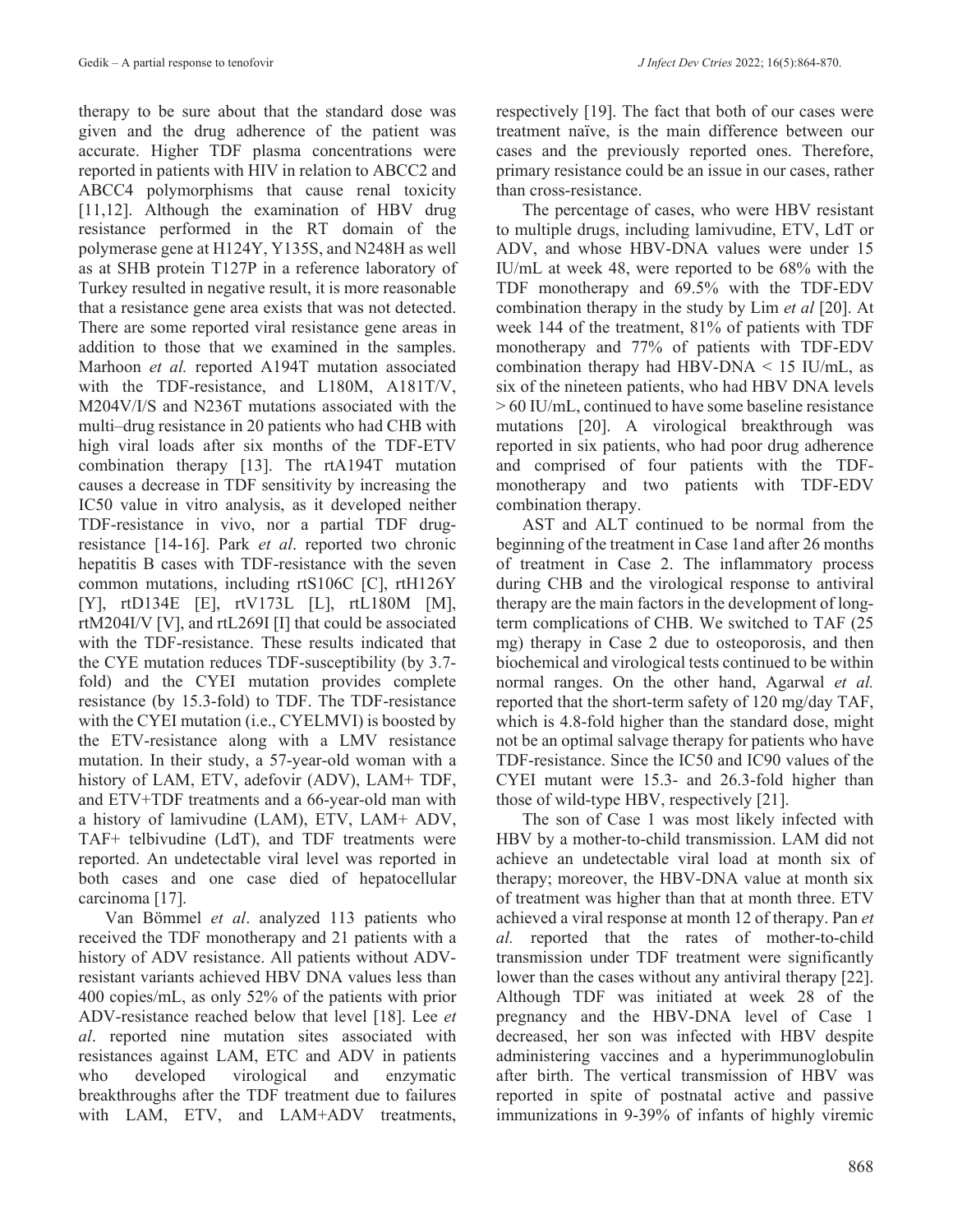therapy to be sure about that the standard dose was given and the drug adherence of the patient was accurate. Higher TDF plasma concentrations were reported in patients with HIV in relation to ABCC2 and ABCC4 polymorphisms that cause renal toxicity [11,12]. Although the examination of HBV drug resistance performed in the RT domain of the polymerase gene at H124Y, Y135S, and N248H as well as at SHB protein T127P in a reference laboratory of Turkey resulted in negative result, it is more reasonable that a resistance gene area exists that was not detected. There are some reported viral resistance gene areas in addition to those that we examined in the samples. Marhoon *et al.* reported A194T mutation associated with the TDF-resistance, and L180M, A181T/V, M204V/I/S and N236T mutations associated with the multi–drug resistance in 20 patients who had CHB with high viral loads after six months of the TDF-ETV combination therapy [13]. The rtA194T mutation causes a decrease in TDF sensitivity by increasing the IC50 value in vitro analysis, as it developed neither TDF-resistance in vivo, nor a partial TDF drug-resistance [14-16]. Park *et al*. reported two chronic hepatitis B cases with TDF-resistance with the seven common mutations, including rtS106C [C], rtH126Y [Y], rtD134E [E], rtV173L [L], rtL180M [M], rtM204I/V [V], and rtL269I [I] that could be associated with the TDF-resistance. These results indicated that the CYE mutation reduces TDF-susceptibility (by 3.7-fold) and the CYEI mutation provides complete resistance (by 15.3-fold) to TDF. The TDF-resistance with the CYEI mutation (i.e., CYELMVI) is boosted by the ETV-resistance along with a LMV resistance mutation. In their study, a 57-year-old woman with a history of LAM, ETV, adefovir (ADV), LAM+ TDF, and ETV+TDF treatments and a 66-year-old man with a history of lamivudine (LAM), ETV, LAM+ ADV, TAF+ telbivudine (LdT), and TDF treatments were reported. An undetectable viral level was reported in both cases and one case died of hepatocellular carcinoma [17].

Van Bömmel *et al*. analyzed 113 patients who received the TDF monotherapy and 21 patients with a history of ADV resistance. All patients without ADV-resistant variants achieved HBV DNA values less than 400 copies/mL, as only 52% of the patients with prior ADV-resistance reached below that level [18]. Lee *et al*. reported nine mutation sites associated with resistances against LAM, ETC and ADV in patients who developed virological and enzymatic breakthroughs after the TDF treatment due to failures with LAM, ETV, and LAM+ADV treatments, respectively [19]. The fact that both of our cases were treatment naïve, is the main difference between our cases and the previously reported ones. Therefore, primary resistance could be an issue in our cases, rather than cross-resistance.

The percentage of cases, who were HBV resistant to multiple drugs, including lamivudine, ETV, LdT or ADV, and whose HBV-DNA values were under 15 IU/mL at week 48, were reported to be 68% with the TDF monotherapy and 69.5% with the TDF-EDV combination therapy in the study by Lim *et al* [20]. At week 144 of the treatment, 81% of patients with TDF monotherapy and 77% of patients with TDF-EDV combination therapy had HBV-DNA < 15 IU/mL, as six of the nineteen patients, who had HBV DNA levels > 60 IU/mL, continued to have some baseline resistance mutations [20]. A virological breakthrough was reported in six patients, who had poor drug adherence and comprised of four patients with the TDF-monotherapy and two patients with TDF-EDV combination therapy.

AST and ALT continued to be normal from the beginning of the treatment in Case 1and after 26 months of treatment in Case 2. The inflammatory process during CHB and the virological response to antiviral therapy are the main factors in the development of long-term complications of CHB. We switched to TAF (25 mg) therapy in Case 2 due to osteoporosis, and then biochemical and virological tests continued to be within normal ranges. On the other hand, Agarwal *et al.* reported that the short-term safety of 120 mg/day TAF, which is 4.8-fold higher than the standard dose, might not be an optimal salvage therapy for patients who have TDF-resistance. Since the IC50 and IC90 values of the CYEI mutant were 15.3- and 26.3-fold higher than those of wild-type HBV, respectively [21].

The son of Case 1 was most likely infected with HBV by a mother-to-child transmission. LAM did not achieve an undetectable viral load at month six of therapy; moreover, the HBV-DNA value at month six of treatment was higher than that at month three. ETV achieved a viral response at month 12 of therapy. Pan *et al.* reported that the rates of mother-to-child transmission under TDF treatment were significantly lower than the cases without any antiviral therapy [22]. Although TDF was initiated at week 28 of the pregnancy and the HBV-DNA level of Case 1 decreased, her son was infected with HBV despite administering vaccines and a hyperimmunoglobulin after birth. The vertical transmission of HBV was reported in spite of postnatal active and passive immunizations in 9-39% of infants of highly viremic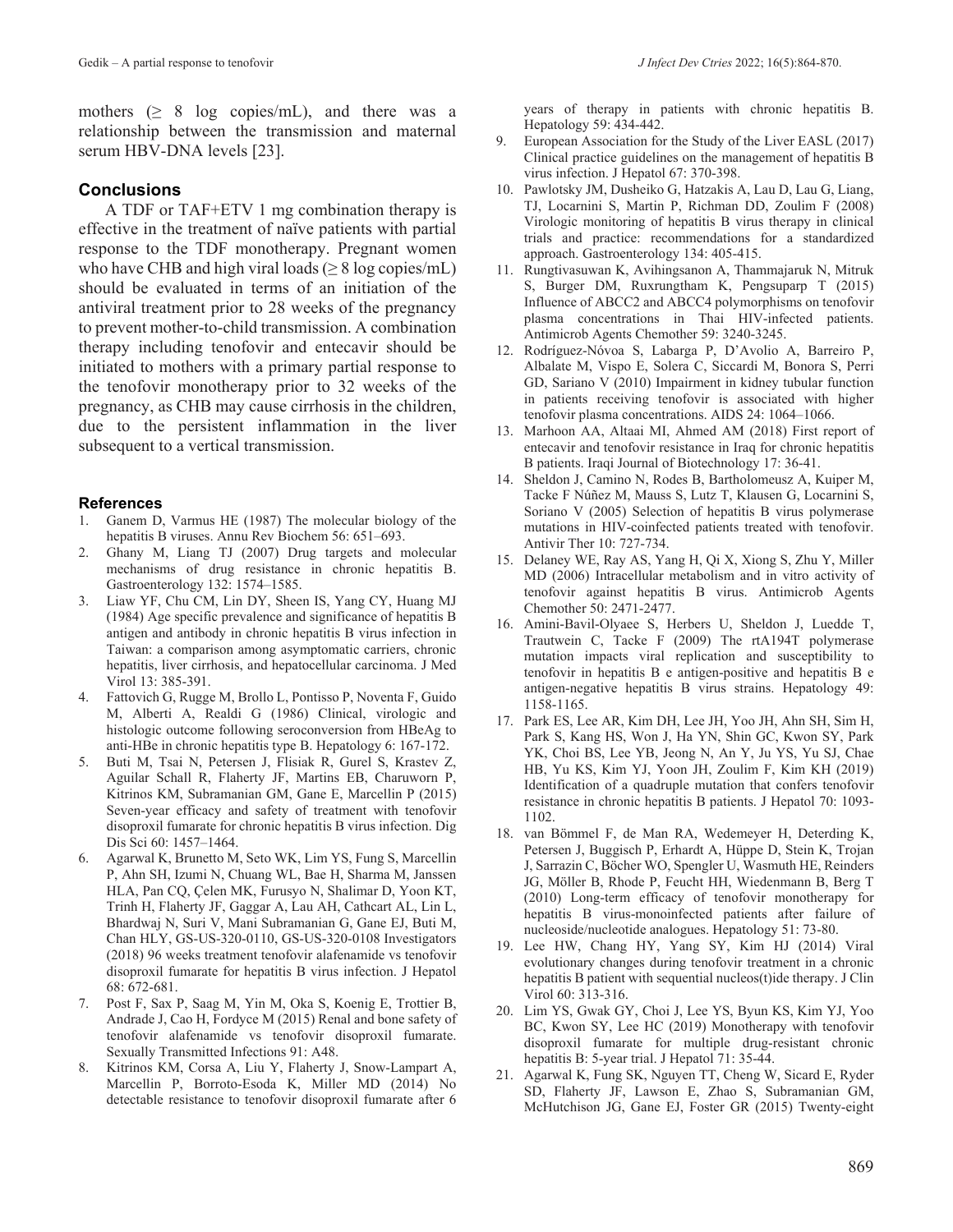mothers ($\geq$ 8 log copies/mL), and there was a relationship between the transmission and maternal serum HBV-DNA levels [23].

## Conclusions

A TDF or TAF+ETV 1 mg combination therapy is effective in the treatment of naïve patients with partial response to the TDF monotherapy. Pregnant women who have CHB and high viral loads ($\geq$ 8 log copies/mL) should be evaluated in terms of an initiation of the antiviral treatment prior to 28 weeks of the pregnancy to prevent mother-to-child transmission. A combination therapy including tenofovir and entecavir should be initiated to mothers with a primary partial response to the tenofovir monotherapy prior to 32 weeks of the pregnancy, as CHB may cause cirrhosis in the children, due to the persistent inflammation in the liver subsequent to a vertical transmission.

### References

1. Ganem D, Varmus HE (1987) The molecular biology of the hepatitis B viruses. Annu Rev Biochem 56: 651–693.
2. Ghany M, Liang TJ (2007) Drug targets and molecular mechanisms of drug resistance in chronic hepatitis B. Gastroenterology 132: 1574–1585.
3. Liaw YF, Chu CM, Lin DY, Sheen IS, Yang CY, Huang MJ (1984) Age specific prevalence and significance of hepatitis B antigen and antibody in chronic hepatitis B virus infection in Taiwan: a comparison among asymptomatic carriers, chronic hepatitis, liver cirrhosis, and hepatocellular carcinoma. J Med Virol 13: 385-391.
4. Fattovich G, Rugge M, Brollo L, Pontisso P, Noventa F, Guido M, Alberti A, Realdi G (1986) Clinical, virologic and histologic outcome following seroconversion from HBeAg to anti-HBe in chronic hepatitis type B. Hepatology 6: 167-172.
5. Buti M, Tsai N, Petersen J, Flisiak R, Gurel S, Krastev Z, Aguilar Schall R, Flaherty JF, Martins EB, Charuworn P, Kitrinos KM, Subramanian GM, Gane E, Marcellin P (2015) Seven-year efficacy and safety of treatment with tenofovir disoproxil fumarate for chronic hepatitis B virus infection. Dig Dis Sci 60: 1457–1464.
6. Agarwal K, Brunetto M, Seto WK, Lim YS, Fung S, Marcellin P, Ahn SH, Izumi N, Chuang WL, Bae H, Sharma M, Janssen HLA, Pan CQ, Çelen MK, Furusyo N, Shalimar D, Yoon KT, Trinh H, Flaherty JF, Gaggar A, Lau AH, Cathcart AL, Lin L, Bhardwaj N, Suri V, Mani Subramanian G, Gane EJ, Buti M, Chan HLY, GS-US-320-0110, GS-US-320-0108 Investigators (2018) 96 weeks treatment tenofovir alafenamide vs tenofovir disoproxil fumarate for hepatitis B virus infection. J Hepatol 68: 672-681.
7. Post F, Sax P, Saag M, Yin M, Oka S, Koenig E, Trottier B, Andrade J, Cao H, Fordyce M (2015) Renal and bone safety of tenofovir alafenamide vs tenofovir disoproxil fumarate. Sexually Transmitted Infections 91: A48.
8. Kitrinos KM, Corsa A, Liu Y, Flaherty J, Snow-Lampart A, Marcellin P, Borroto-Esoda K, Miller MD (2014) No detectable resistance to tenofovir disoproxil fumarate after 6 years of therapy in patients with chronic hepatitis B. Hepatology 59: 434-442.
9. European Association for the Study of the Liver EASL (2017) Clinical practice guidelines on the management of hepatitis B virus infection. J Hepatol 67: 370-398.
10. Pawlotsky JM, Dusheiko G, Hatzakis A, Lau D, Lau G, Liang, TJ, Locarnini S, Martin P, Richman DD, Zoulim F (2008) Virologic monitoring of hepatitis B virus therapy in clinical trials and practice: recommendations for a standardized approach. Gastroenterology 134: 405-415.
11. Rungtivasuwan K, Avihingsanon A, Thammajaruk N, Mitruk S, Burger DM, Ruxrungtham K, Pengsuparp T (2015) Influence of ABCC2 and ABCC4 polymorphisms on tenofovir plasma concentrations in Thai HIV-infected patients. Antimicrob Agents Chemother 59: 3240-3245.
12. Rodríguez-Nóvoa S, Labarga P, D'Avolio A, Barreiro P, Albalate M, Vispo E, Solera C, Siccardi M, Bonora S, Perri GD, Sariano V (2010) Impairment in kidney tubular function in patients receiving tenofovir is associated with higher tenofovir plasma concentrations. AIDS 24: 1064–1066.
13. Marhoon AA, Altaai MI, Ahmed AM (2018) First report of entecavir and tenofovir resistance in Iraq for chronic hepatitis B patients. Iraqi Journal of Biotechnology 17: 36-41.
14. Sheldon J, Camino N, Rodes B, Bartholomeusz A, Kuiper M, Tacke F Núñez M, Mauss S, Lutz T, Klausen G, Locarnini S, Soriano V (2005) Selection of hepatitis B virus polymerase mutations in HIV-coinfected patients treated with tenofovir. Antivir Ther 10: 727-734.
15. Delaney WE, Ray AS, Yang H, Qi X, Xiong S, Zhu Y, Miller MD (2006) Intracellular metabolism and in vitro activity of tenofovir against hepatitis B virus. Antimicrob Agents Chemother 50: 2471-2477.
16. Amini-Bavil-Olyaee S, Herbers U, Sheldon J, Luedde T, Trautwein C, Tacke F (2009) The rtA194T polymerase mutation impacts viral replication and susceptibility to tenofovir in hepatitis B e antigen-positive and hepatitis B e antigen-negative hepatitis B virus strains. Hepatology 49: 1158-1165.
17. Park ES, Lee AR, Kim DH, Lee JH, Yoo JH, Ahn SH, Sim H, Park S, Kang HS, Won J, Ha YN, Shin GC, Kwon SY, Park YK, Choi BS, Lee YB, Jeong N, An Y, Ju YS, Yu SJ, Chae HB, Yu KS, Kim YJ, Yoon JH, Zoulim F, Kim KH (2019) Identification of a quadruple mutation that confers tenofovir resistance in chronic hepatitis B patients. J Hepatol 70: 1093-1102.
18. van Bömmel F, de Man RA, Wedemeyer H, Deterding K, Petersen J, Buggisch P, Erhardt A, Hüppe D, Stein K, Trojan J, Sarrazin C, Böcher WO, Spengler U, Wasmuth HE, Reinders JG, Möller B, Rhode P, Feucht HH, Wiedenmann B, Berg T (2010) Long-term efficacy of tenofovir monotherapy for hepatitis B virus-monoinfected patients after failure of nucleoside/nucleotide analogues. Hepatology 51: 73-80.
19. Lee HW, Chang HY, Yang SY, Kim HJ (2014) Viral evolutionary changes during tenofovir treatment in a chronic hepatitis B patient with sequential nucleos(t)ide therapy. J Clin Virol 60: 313-316.
20. Lim YS, Gwak GY, Choi J, Lee YS, Byun KS, Kim YJ, Yoo BC, Kwon SY, Lee HC (2019) Monotherapy with tenofovir disoproxil fumarate for multiple drug-resistant chronic hepatitis B: 5-year trial. J Hepatol 71: 35-44.
21. Agarwal K, Fung SK, Nguyen TT, Cheng W, Sicard E, Ryder SD, Flaherty JF, Lawson E, Zhao S, Subramanian GM, McHutchison JG, Gane EJ, Foster GR (2015) Twenty-eight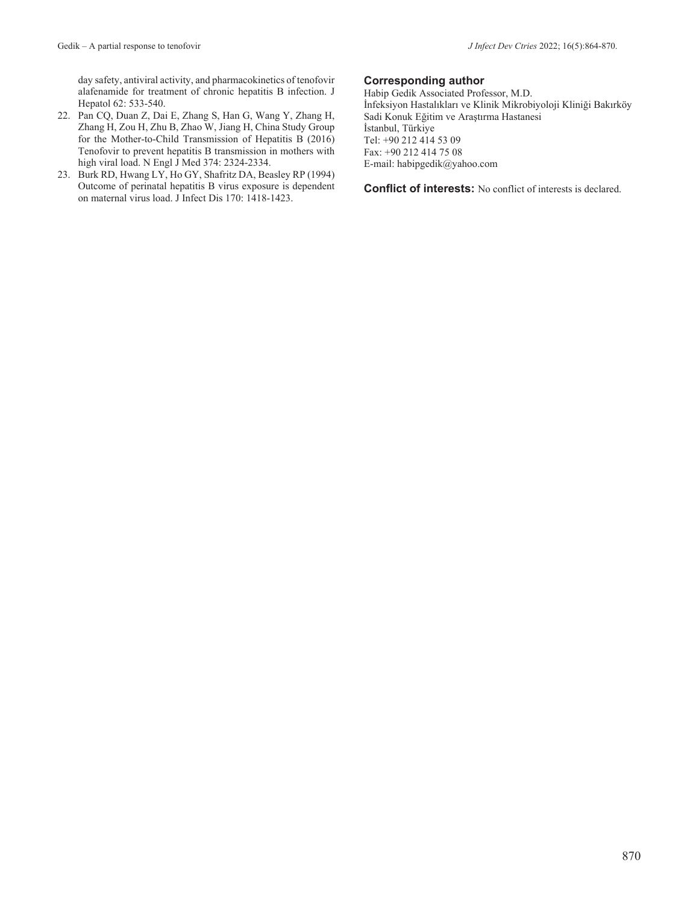day safety, antiviral activity, and pharmacokinetics of tenofovir alafenamide for treatment of chronic hepatitis B infection. J Hepatol 62: 533-540.

22. Pan CQ, Duan Z, Dai E, Zhang S, Han G, Wang Y, Zhang H, Zhang H, Zou H, Zhu B, Zhao W, Jiang H, China Study Group for the Mother-to-Child Transmission of Hepatitis B (2016) Tenofovir to prevent hepatitis B transmission in mothers with high viral load. N Engl J Med 374: 2324-2334.
23. Burk RD, Hwang LY, Ho GY, Shafritz DA, Beasley RP (1994) Outcome of perinatal hepatitis B virus exposure is dependent on maternal virus load. J Infect Dis 170: 1418-1423.

## Corresponding author

Habip Gedik Associated Professor, M.D.
İnfeksiyon Hastalıkları ve Klinik Mikrobiyoloji Kliniği Bakırköy Sadi Konuk Eğitim ve Araştırma Hastanesi
İstanbul, Türkiye
Tel: +90 212 414 53 09
Fax: +90 212 414 75 08
E-mail: habipgedik@yahoo.com

**Conflict of interests:** No conflict of interests is declared.